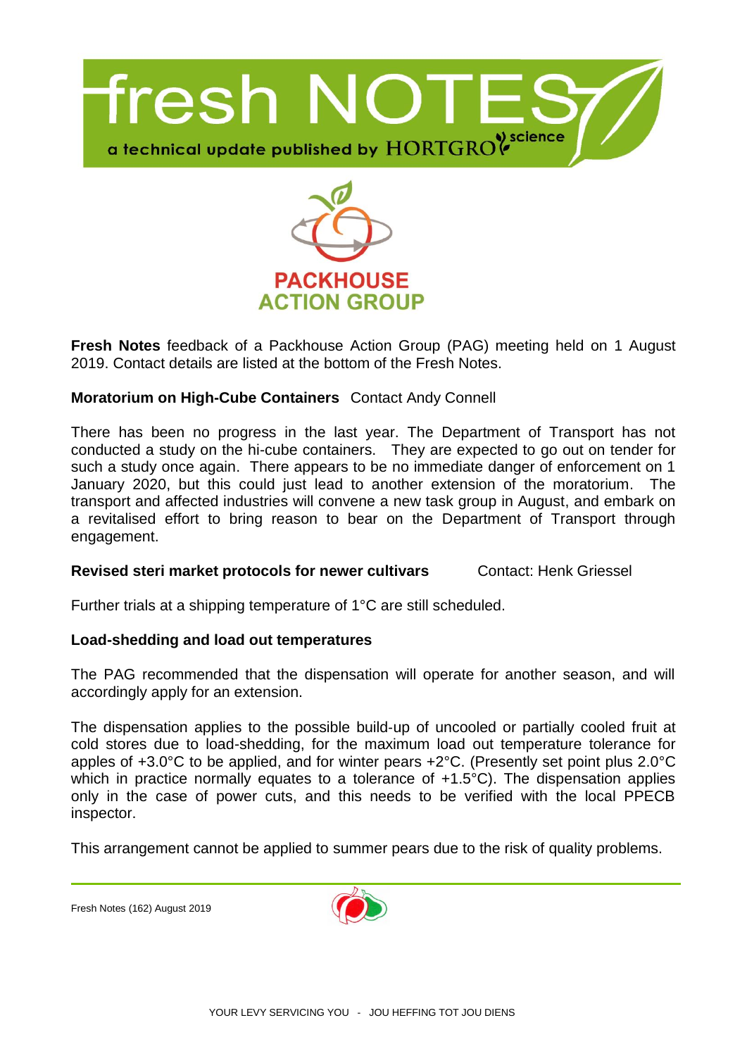# fresh NOTES

a technical update published by HORTGRO science

PACKHOUSE ACTION GROUP

**Fresh Notes** feedback of a Packhouse Action Group (PAG) meeting held on 1 August 2019. Contact details are listed at the bottom of the Fresh Notes.

**Moratorium on High-Cube Containers** Contact Andy Connell

There has been no progress in the last year. The Department of Transport has not conducted a study on the hi-cube containers. They are expected to go out on tender for such a study once again. There appears to be no immediate danger of enforcement on 1 January 2020, but this could just lead to another extension of the moratorium. The transport and affected industries will convene a new task group in August, and embark on a revitalised effort to bring reason to bear on the Department of Transport through engagement.

**Revised steri market protocols for newer cultivars** Contact: Henk Griessel

Further trials at a shipping temperature of 1°C are still scheduled.

**Load-shedding and load out temperatures**

The PAG recommended that the dispensation will operate for another season, and will accordingly apply for an extension.

The dispensation applies to the possible build-up of uncooled or partially cooled fruit at cold stores due to load-shedding, for the maximum load out temperature tolerance for apples of +3.0°C to be applied, and for winter pears +2°C. (Presently set point plus 2.0°C which in practice normally equates to a tolerance of +1.5°C). The dispensation applies only in the case of power cuts, and this needs to be verified with the local PPECB inspector.

This arrangement cannot be applied to summer pears due to the risk of quality problems.

Fresh Notes (162) August 2019

YOUR LEVY SERVICING YOU - JOU HEFFING TOT JOU DIENS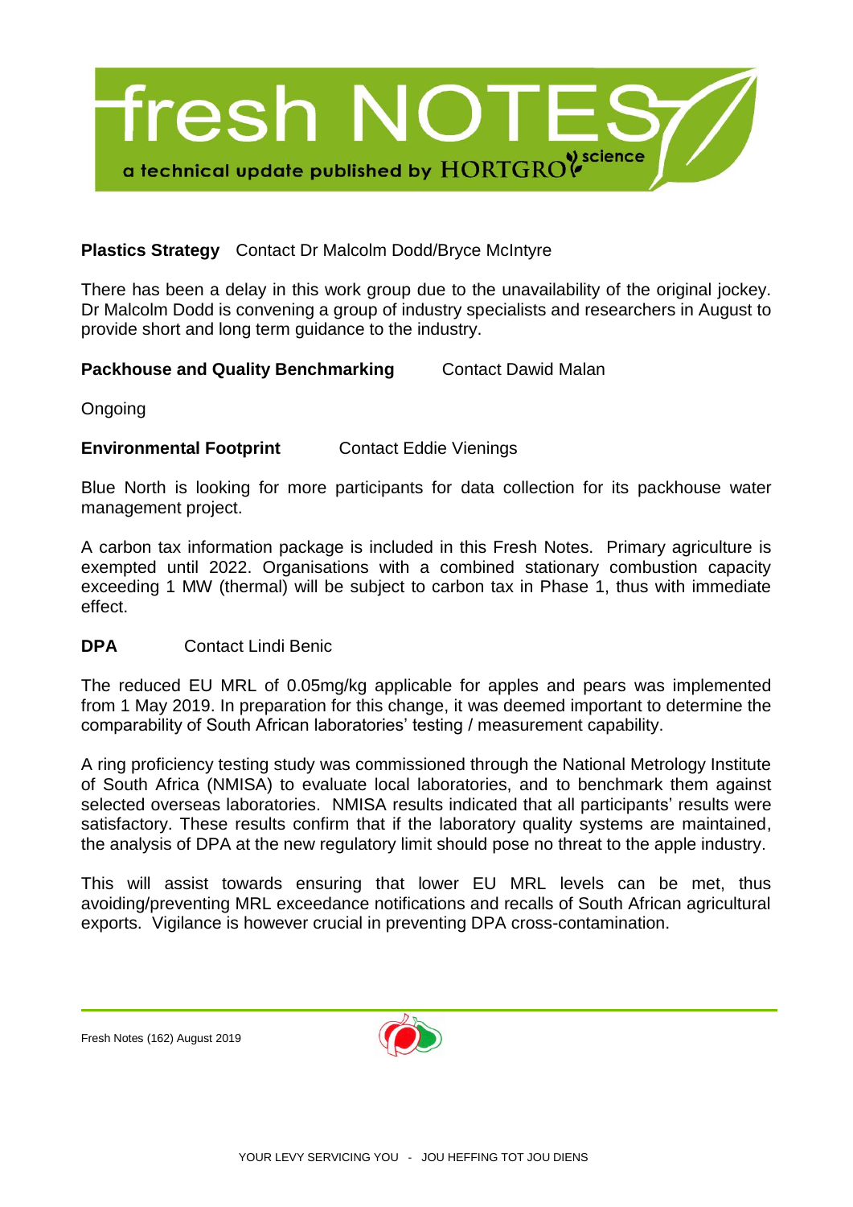**Plastics Strategy** Contact Dr Malcolm Dodd/Bryce McIntyre

There has been a delay in this work group due to the unavailability of the original jockey. Dr Malcolm Dodd is convening a group of industry specialists and researchers in August to provide short and long term guidance to the industry.

**Packhouse and Quality Benchmarking** Contact Dawid Malan

Ongoing

**Environmental Footprint** Contact Eddie Vienings

Blue North is looking for more participants for data collection for its packhouse water management project.

A carbon tax information package is included in this Fresh Notes. Primary agriculture is exempted until 2022. Organisations with a combined stationary combustion capacity exceeding 1 MW (thermal) will be subject to carbon tax in Phase 1, thus with immediate effect.

**DPA** Contact Lindi Benic

The reduced EU MRL of 0.05mg/kg applicable for apples and pears was implemented from 1 May 2019. In preparation for this change, it was deemed important to determine the comparability of South African laboratories' testing / measurement capability.

A ring proficiency testing study was commissioned through the National Metrology Institute of South Africa (NMISA) to evaluate local laboratories, and to benchmark them against selected overseas laboratories. NMISA results indicated that all participants' results were satisfactory. These results confirm that if the laboratory quality systems are maintained, the analysis of DPA at the new regulatory limit should pose no threat to the apple industry.

This will assist towards ensuring that lower EU MRL levels can be met, thus avoiding/preventing MRL exceedance notifications and recalls of South African agricultural exports. Vigilance is however crucial in preventing DPA cross-contamination.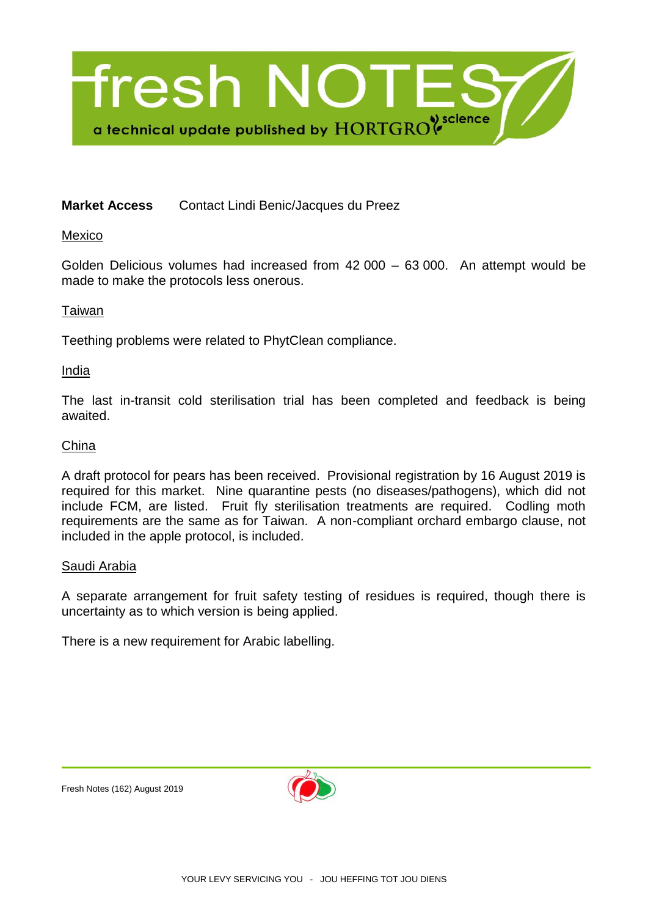**Market Access** Contact Lindi Benic/Jacques du Preez

Mexico

Golden Delicious volumes had increased from 42 000 – 63 000. An attempt would be made to make the protocols less onerous.

Taiwan

Teething problems were related to PhytClean compliance.

India

The last in-transit cold sterilisation trial has been completed and feedback is being awaited.

China

A draft protocol for pears has been received. Provisional registration by 16 August 2019 is required for this market. Nine quarantine pests (no diseases/pathogens), which did not include FCM, are listed. Fruit fly sterilisation treatments are required. Codling moth requirements are the same as for Taiwan. A non-compliant orchard embargo clause, not included in the apple protocol, is included.

Saudi Arabia

A separate arrangement for fruit safety testing of residues is required, though there is uncertainty as to which version is being applied.

There is a new requirement for Arabic labelling.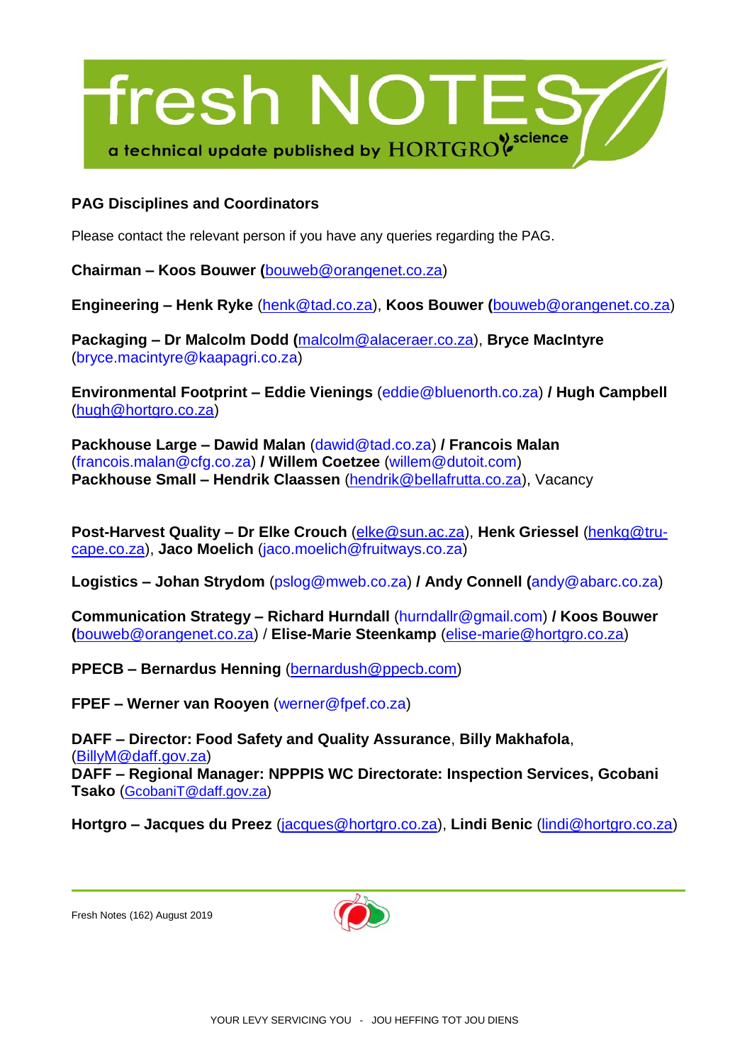## PAG Disciplines and Coordinators

Please contact the relevant person if you have any queries regarding the PAG.

**Chairman – Koos Bouwer (**bouweb@orangenet.co.za)

**Engineering – Henk Ryke** (henk@tad.co.za), **Koos Bouwer (**bouweb@orangenet.co.za)

**Packaging – Dr Malcolm Dodd (**malcolm@alaceraer.co.za), **Bryce MacIntyre** (bryce.macintyre@kaapagri.co.za)

**Environmental Footprint – Eddie Vienings** (eddie@bluenorth.co.za) **/ Hugh Campbell** (hugh@hortgro.co.za)

**Packhouse Large – Dawid Malan** (dawid@tad.co.za) **/ Francois Malan** (francois.malan@cfg.co.za) **/ Willem Coetzee** (willem@dutoit.com)
**Packhouse Small – Hendrik Claassen** (hendrik@bellafrutta.co.za), Vacancy

**Post-Harvest Quality – Dr Elke Crouch** (elke@sun.ac.za), **Henk Griessel** (henkg@tru-cape.co.za), **Jaco Moelich** (jaco.moelich@fruitways.co.za)

**Logistics – Johan Strydom** (pslog@mweb.co.za) **/ Andy Connell (**andy@abarc.co.za)

**Communication Strategy – Richard Hurndall** (hurndallr@gmail.com) **/ Koos Bouwer (**bouweb@orangenet.co.za) / **Elise-Marie Steenkamp** (elise-marie@hortgro.co.za)

**PPECB – Bernardus Henning** (bernardush@ppecb.com)

**FPEF – Werner van Rooyen** (werner@fpef.co.za)

**DAFF – Director: Food Safety and Quality Assurance**, **Billy Makhafola**, (BillyM@daff.gov.za)
**DAFF – Regional Manager: NPPPIS WC Directorate: Inspection Services, Gcobani Tsako** (GcobaniT@daff.gov.za)

**Hortgro – Jacques du Preez** (jacques@hortgro.co.za), **Lindi Benic** (lindi@hortgro.co.za)